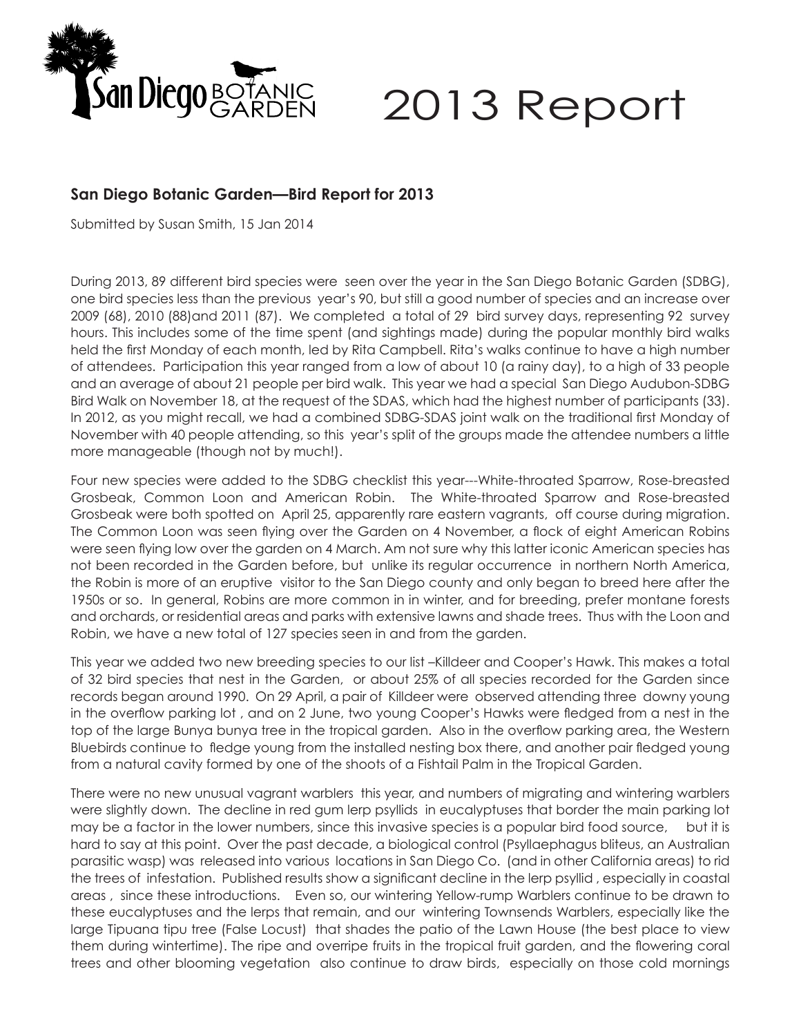# 2013 Report

## San Diego Botanic Garden—Bird Report for 2013

Submitted by Susan Smith, 15 Jan 2014

During 2013, 89 different bird species were seen over the year in the San Diego Botanic Garden (SDBG), one bird species less than the previous year's 90, but still a good number of species and an increase over 2009 (68), 2010 (88)and 2011 (87). We completed a total of 29 bird survey days, representing 92 survey hours. This includes some of the time spent (and sightings made) during the popular monthly bird walks held the first Monday of each month, led by Rita Campbell. Rita's walks continue to have a high number of attendees. Participation this year ranged from a low of about 10 (a rainy day), to a high of 33 people and an average of about 21 people per bird walk. This year we had a special San Diego Audubon-SDBG Bird Walk on November 18, at the request of the SDAS, which had the highest number of participants (33). In 2012, as you might recall, we had a combined SDBG-SDAS joint walk on the traditional first Monday of November with 40 people attending, so this year's split of the groups made the attendee numbers a little more manageable (though not by much!).

Four new species were added to the SDBG checklist this year---White-throated Sparrow, Rose-breasted Grosbeak, Common Loon and American Robin. The White-throated Sparrow and Rose-breasted Grosbeak were both spotted on April 25, apparently rare eastern vagrants, off course during migration. The Common Loon was seen flying over the Garden on 4 November, a flock of eight American Robins were seen flying low over the garden on 4 March. Am not sure why this latter iconic American species has not been recorded in the Garden before, but unlike its regular occurrence in northern North America, the Robin is more of an eruptive visitor to the San Diego county and only began to breed here after the 1950s or so. In general, Robins are more common in in winter, and for breeding, prefer montane forests and orchards, or residential areas and parks with extensive lawns and shade trees. Thus with the Loon and Robin, we have a new total of 127 species seen in and from the garden.

This year we added two new breeding species to our list –Killdeer and Cooper's Hawk. This makes a total of 32 bird species that nest in the Garden, or about 25% of all species recorded for the Garden since records began around 1990. On 29 April, a pair of Killdeer were observed attending three downy young in the overflow parking lot , and on 2 June, two young Cooper's Hawks were fledged from a nest in the top of the large Bunya bunya tree in the tropical garden. Also in the overflow parking area, the Western Bluebirds continue to fledge young from the installed nesting box there, and another pair fledged young from a natural cavity formed by one of the shoots of a Fishtail Palm in the Tropical Garden.

There were no new unusual vagrant warblers this year, and numbers of migrating and wintering warblers were slightly down. The decline in red gum lerp psyllids in eucalyptuses that border the main parking lot may be a factor in the lower numbers, since this invasive species is a popular bird food source, but it is hard to say at this point. Over the past decade, a biological control (Psyllaephagus bliteus, an Australian parasitic wasp) was released into various locations in San Diego Co. (and in other California areas) to rid the trees of infestation. Published results show a significant decline in the lerp psyllid , especially in coastal areas , since these introductions. Even so, our wintering Yellow-rump Warblers continue to be drawn to these eucalyptuses and the lerps that remain, and our wintering Townsends Warblers, especially like the large Tipuana tipu tree (False Locust) that shades the patio of the Lawn House (the best place to view them during wintertime). The ripe and overripe fruits in the tropical fruit garden, and the flowering coral trees and other blooming vegetation also continue to draw birds, especially on those cold mornings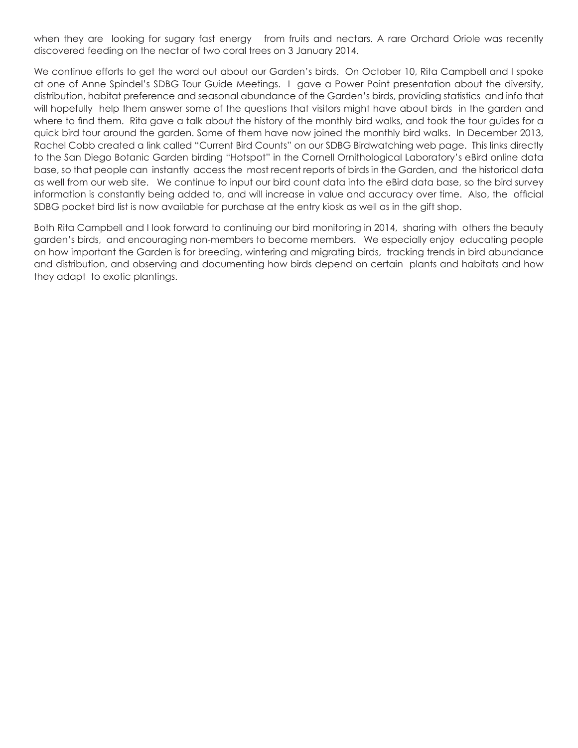when they are looking for sugary fast energy from fruits and nectars. A rare Orchard Oriole was recently discovered feeding on the nectar of two coral trees on 3 January 2014.

We continue efforts to get the word out about our Garden's birds. On October 10, Rita Campbell and I spoke at one of Anne Spindel's SDBG Tour Guide Meetings. I gave a Power Point presentation about the diversity, distribution, habitat preference and seasonal abundance of the Garden's birds, providing statistics and info that will hopefully help them answer some of the questions that visitors might have about birds in the garden and where to find them. Rita gave a talk about the history of the monthly bird walks, and took the tour guides for a quick bird tour around the garden. Some of them have now joined the monthly bird walks. In December 2013, Rachel Cobb created a link called "Current Bird Counts" on our SDBG Birdwatching web page. This links directly to the San Diego Botanic Garden birding "Hotspot" in the Cornell Ornithological Laboratory's eBird online data base, so that people can instantly access the most recent reports of birds in the Garden, and the historical data as well from our web site. We continue to input our bird count data into the eBird data base, so the bird survey information is constantly being added to, and will increase in value and accuracy over time. Also, the official SDBG pocket bird list is now available for purchase at the entry kiosk as well as in the gift shop.

Both Rita Campbell and I look forward to continuing our bird monitoring in 2014, sharing with others the beauty garden's birds, and encouraging non-members to become members. We especially enjoy educating people on how important the Garden is for breeding, wintering and migrating birds, tracking trends in bird abundance and distribution, and observing and documenting how birds depend on certain plants and habitats and how they adapt to exotic plantings.